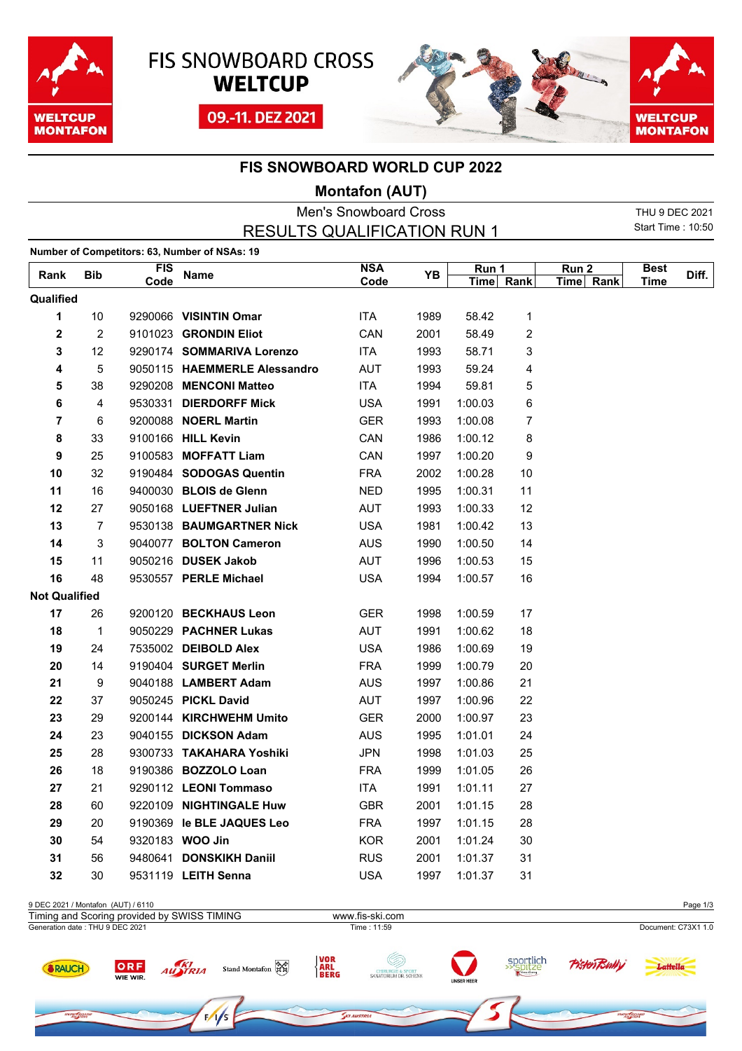FIS SNOWBOARD CROSS **WELTCUP**

09.-11. DEZ 2021

# FIS SNOWBOARD WORLD CUP 2022

## Montafon (AUT)

### Men's Snowboard Cross
### RESULTS QUALIFICATION RUN 1

THU 9 DEC 2021
Start Time : 10:50

**Number of Competitors: 63, Number of NSAs: 19**

| Rank | Bib | FIS Code | Name | NSA Code | YB | Run 1 Time | Run 1 Rank | Run 2 Time | Run 2 Rank | Best Time | Diff. |
|---|---|---|---|---|---|---|---|---|---|---|---|
| **Qualified** | | | | | | | | | | | |
| **1** | 10 | 9290066 | **VISINTIN Omar** | ITA | 1989 | 58.42 | 1 | | | | |
| **2** | 2 | 9101023 | **GRONDIN Eliot** | CAN | 2001 | 58.49 | 2 | | | | |
| **3** | 12 | 9290174 | **SOMMARIVA Lorenzo** | ITA | 1993 | 58.71 | 3 | | | | |
| **4** | 5 | 9050115 | **HAEMMERLE Alessandro** | AUT | 1993 | 59.24 | 4 | | | | |
| **5** | 38 | 9290208 | **MENCONI Matteo** | ITA | 1994 | 59.81 | 5 | | | | |
| **6** | 4 | 9530331 | **DIERDORFF Mick** | USA | 1991 | 1:00.03 | 6 | | | | |
| **7** | 6 | 9200088 | **NOERL Martin** | GER | 1993 | 1:00.08 | 7 | | | | |
| **8** | 33 | 9100166 | **HILL Kevin** | CAN | 1986 | 1:00.12 | 8 | | | | |
| **9** | 25 | 9100583 | **MOFFATT Liam** | CAN | 1997 | 1:00.20 | 9 | | | | |
| **10** | 32 | 9190484 | **SODOGAS Quentin** | FRA | 2002 | 1:00.28 | 10 | | | | |
| **11** | 16 | 9400030 | **BLOIS de Glenn** | NED | 1995 | 1:00.31 | 11 | | | | |
| **12** | 27 | 9050168 | **LUEFTNER Julian** | AUT | 1993 | 1:00.33 | 12 | | | | |
| **13** | 7 | 9530138 | **BAUMGARTNER Nick** | USA | 1981 | 1:00.42 | 13 | | | | |
| **14** | 3 | 9040077 | **BOLTON Cameron** | AUS | 1990 | 1:00.50 | 14 | | | | |
| **15** | 11 | 9050216 | **DUSEK Jakob** | AUT | 1996 | 1:00.53 | 15 | | | | |
| **16** | 48 | 9530557 | **PERLE Michael** | USA | 1994 | 1:00.57 | 16 | | | | |
| **Not Qualified** | | | | | | | | | | | |
| **17** | 26 | 9200120 | **BECKHAUS Leon** | GER | 1998 | 1:00.59 | 17 | | | | |
| **18** | 1 | 9050229 | **PACHNER Lukas** | AUT | 1991 | 1:00.62 | 18 | | | | |
| **19** | 24 | 7535002 | **DEIBOLD Alex** | USA | 1986 | 1:00.69 | 19 | | | | |
| **20** | 14 | 9190404 | **SURGET Merlin** | FRA | 1999 | 1:00.79 | 20 | | | | |
| **21** | 9 | 9040188 | **LAMBERT Adam** | AUS | 1997 | 1:00.86 | 21 | | | | |
| **22** | 37 | 9050245 | **PICKL David** | AUT | 1997 | 1:00.96 | 22 | | | | |
| **23** | 29 | 9200144 | **KIRCHWEHM Umito** | GER | 2000 | 1:00.97 | 23 | | | | |
| **24** | 23 | 9040155 | **DICKSON Adam** | AUS | 1995 | 1:01.01 | 24 | | | | |
| **25** | 28 | 9300733 | **TAKAHARA Yoshiki** | JPN | 1998 | 1:01.03 | 25 | | | | |
| **26** | 18 | 9190386 | **BOZZOLO Loan** | FRA | 1999 | 1:01.05 | 26 | | | | |
| **27** | 21 | 9290112 | **LEONI Tommaso** | ITA | 1991 | 1:01.11 | 27 | | | | |
| **28** | 60 | 9220109 | **NIGHTINGALE Huw** | GBR | 2001 | 1:01.15 | 28 | | | | |
| **29** | 20 | 9190369 | **le BLE JAQUES Leo** | FRA | 1997 | 1:01.15 | 28 | | | | |
| **30** | 54 | 9320183 | **WOO Jin** | KOR | 2001 | 1:01.24 | 30 | | | | |
| **31** | 56 | 9480641 | **DONSKIKH Daniil** | RUS | 2001 | 1:01.37 | 31 | | | | |
| **32** | 30 | 9531119 | **LEITH Senna** | USA | 1997 | 1:01.37 | 31 | | | | |

9 DEC 2021 / Montafon (AUT) / 6110
Timing and Scoring provided by SWISS TIMING — www.fis-ski.com
Generation date : THU 9 DEC 2021 — Time : 11:59 — Document: C73X1 1.0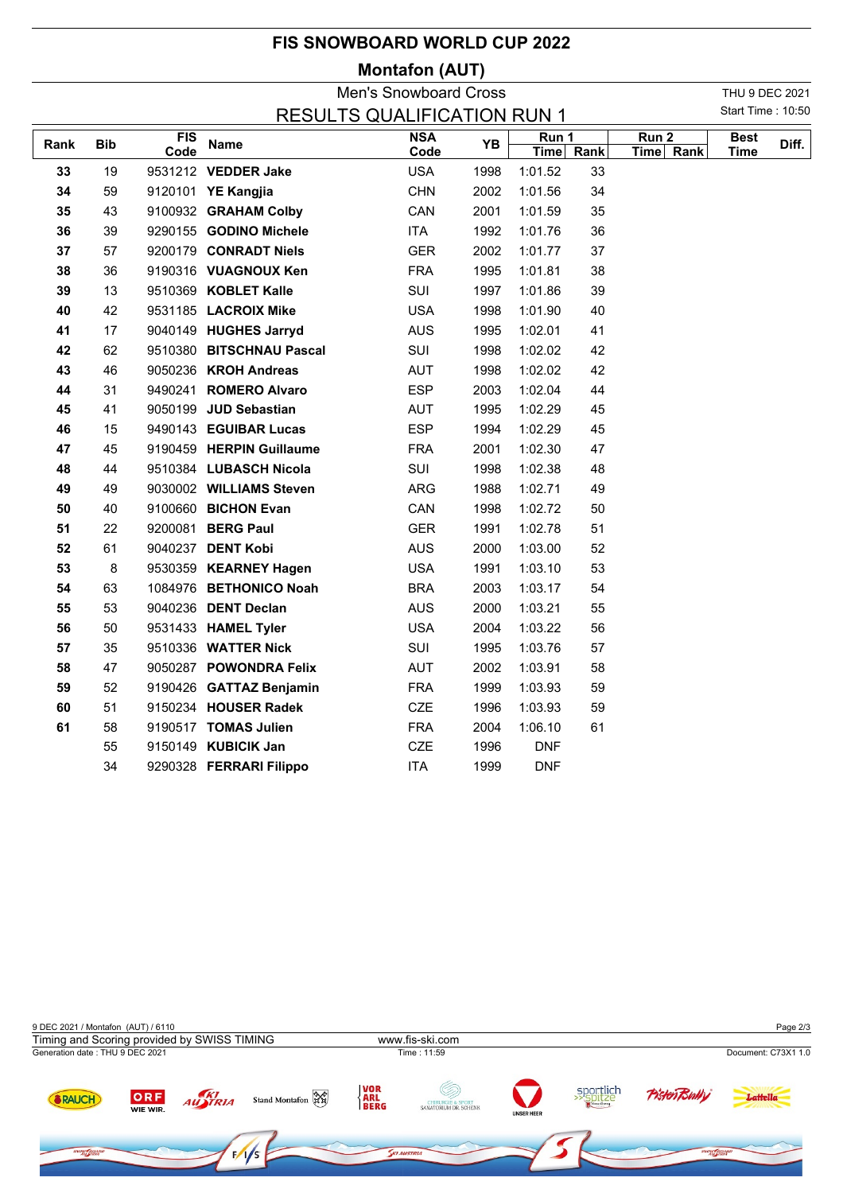# FIS SNOWBOARD WORLD CUP 2022

## Montafon (AUT)

### Men's Snowboard Cross

### RESULTS QUALIFICATION RUN 1

THU 9 DEC 2021
Start Time : 10:50

| Rank | Bib | FIS Code | Name | NSA Code | YB | Run 1 Time | Run 1 Rank | Run 2 Time | Run 2 Rank | Best Time | Diff. |
|---|---|---|---|---|---|---|---|---|---|---|---|
| **33** | 19 | 9531212 | **VEDDER Jake** | USA | 1998 | 1:01.52 | 33 | | | | |
| **34** | 59 | 9120101 | **YE Kangjia** | CHN | 2002 | 1:01.56 | 34 | | | | |
| **35** | 43 | 9100932 | **GRAHAM Colby** | CAN | 2001 | 1:01.59 | 35 | | | | |
| **36** | 39 | 9290155 | **GODINO Michele** | ITA | 1992 | 1:01.76 | 36 | | | | |
| **37** | 57 | 9200179 | **CONRADT Niels** | GER | 2002 | 1:01.77 | 37 | | | | |
| **38** | 36 | 9190316 | **VUAGNOUX Ken** | FRA | 1995 | 1:01.81 | 38 | | | | |
| **39** | 13 | 9510369 | **KOBLET Kalle** | SUI | 1997 | 1:01.86 | 39 | | | | |
| **40** | 42 | 9531185 | **LACROIX Mike** | USA | 1998 | 1:01.90 | 40 | | | | |
| **41** | 17 | 9040149 | **HUGHES Jarryd** | AUS | 1995 | 1:02.01 | 41 | | | | |
| **42** | 62 | 9510380 | **BITSCHNAU Pascal** | SUI | 1998 | 1:02.02 | 42 | | | | |
| **43** | 46 | 9050236 | **KROH Andreas** | AUT | 1998 | 1:02.02 | 42 | | | | |
| **44** | 31 | 9490241 | **ROMERO Alvaro** | ESP | 2003 | 1:02.04 | 44 | | | | |
| **45** | 41 | 9050199 | **JUD Sebastian** | AUT | 1995 | 1:02.29 | 45 | | | | |
| **46** | 15 | 9490143 | **EGUIBAR Lucas** | ESP | 1994 | 1:02.29 | 45 | | | | |
| **47** | 45 | 9190459 | **HERPIN Guillaume** | FRA | 2001 | 1:02.30 | 47 | | | | |
| **48** | 44 | 9510384 | **LUBASCH Nicola** | SUI | 1998 | 1:02.38 | 48 | | | | |
| **49** | 49 | 9030002 | **WILLIAMS Steven** | ARG | 1988 | 1:02.71 | 49 | | | | |
| **50** | 40 | 9100660 | **BICHON Evan** | CAN | 1998 | 1:02.72 | 50 | | | | |
| **51** | 22 | 9200081 | **BERG Paul** | GER | 1991 | 1:02.78 | 51 | | | | |
| **52** | 61 | 9040237 | **DENT Kobi** | AUS | 2000 | 1:03.00 | 52 | | | | |
| **53** | 8 | 9530359 | **KEARNEY Hagen** | USA | 1991 | 1:03.10 | 53 | | | | |
| **54** | 63 | 1084976 | **BETHONICO Noah** | BRA | 2003 | 1:03.17 | 54 | | | | |
| **55** | 53 | 9040236 | **DENT Declan** | AUS | 2000 | 1:03.21 | 55 | | | | |
| **56** | 50 | 9531433 | **HAMEL Tyler** | USA | 2004 | 1:03.22 | 56 | | | | |
| **57** | 35 | 9510336 | **WATTER Nick** | SUI | 1995 | 1:03.76 | 57 | | | | |
| **58** | 47 | 9050287 | **POWONDRA Felix** | AUT | 2002 | 1:03.91 | 58 | | | | |
| **59** | 52 | 9190426 | **GATTAZ Benjamin** | FRA | 1999 | 1:03.93 | 59 | | | | |
| **60** | 51 | 9150234 | **HOUSER Radek** | CZE | 1996 | 1:03.93 | 59 | | | | |
| **61** | 58 | 9190517 | **TOMAS Julien** | FRA | 2004 | 1:06.10 | 61 | | | | |
| | 55 | 9150149 | **KUBICIK Jan** | CZE | 1996 | DNF | | | | | |
| | 34 | 9290328 | **FERRARI Filippo** | ITA | 1999 | DNF | | | | | |

9 DEC 2021 / Montafon (AUT) / 6110
Timing and Scoring provided by SWISS TIMING — www.fis-ski.com
Generation date : THU 9 DEC 2021 — Time : 11:59 — Document: C73X1 1.0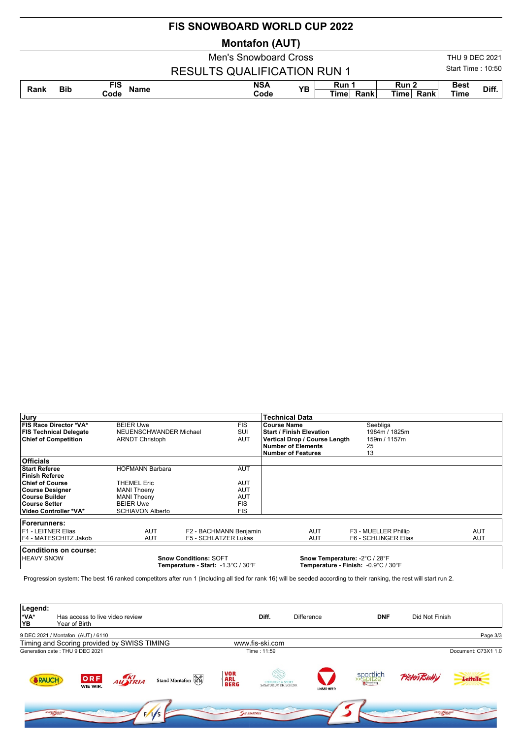# FIS SNOWBOARD WORLD CUP 2022

## Montafon (AUT)

Men's Snowboard Cross

THU 9 DEC 2021

## RESULTS QUALIFICATION RUN 1

Start Time : 10:50

| Rank | Bib | FIS Code | Name | NSA Code | YB | Run 1 Time | Run 1 Rank | Run 2 Time | Run 2 Rank | Best Time | Diff. |
|---|---|---|---|---|---|---|---|---|---|---|---|

| Jury | | | Technical Data | |
|---|---|---|---|---|
| **FIS Race Director *VA*** | BEIER Uwe | FIS | **Course Name** | Seebliga |
| **FIS Technical Delegate** | NEUENSCHWANDER Michael | SUI | **Start / Finish Elevation** | 1984m / 1825m |
| **Chief of Competition** | ARNDT Christoph | AUT | **Vertical Drop / Course Length** | 159m / 1157m |
| | | | **Number of Elements** | 25 |
| | | | **Number of Features** | 13 |

| Officials | | |
|---|---|---|
| **Start Referee** | HOFMANN Barbara | AUT |
| **Finish Referee** | | |
| **Chief of Course** | THEMEL Eric | AUT |
| **Course Designer** | MANI Thoeny | AUT |
| **Course Builder** | MANI Thoeny | AUT |
| **Course Setter** | BEIER Uwe | FIS |
| **Video Controller *VA*** | SCHIAVON Alberto | FIS |

**Forerunners:**

| | | | | | |
|---|---|---|---|---|---|
| F1 - LEITNER Elias | AUT | F2 - BACHMANN Benjamin | AUT | F3 - MUELLER Phillip | AUT |
| F4 - MATESCHITZ Jakob | AUT | F5 - SCHLATZER Lukas | AUT | F6 - SCHLINGER Elias | AUT |

**Conditions on course:**

HEAVY SNOW

**Snow Conditions:** SOFT

**Temperature - Start:** -1.3°C / 30°F

**Snow Temperature:** -2°C / 28°F

**Temperature - Finish:** -0.9°C / 30°F

Progression system: The best 16 ranked competitors after run 1 (including all tied for rank 16) will be seeded according to their ranking, the rest will start run 2.

**Legend:**

| | | | | | |
|---|---|---|---|---|---|
| ***VA*** | Has access to live video review | **Diff.** | Difference | **DNF** | Did Not Finish |
| **YB** | Year of Birth | | | | |

9 DEC 2021 / Montafon (AUT) / 6110

Timing and Scoring provided by SWISS TIMING — www.fis-ski.com

Generation date : THU 9 DEC 2021 — Time : 11:59 — Document: C73X1 1.0